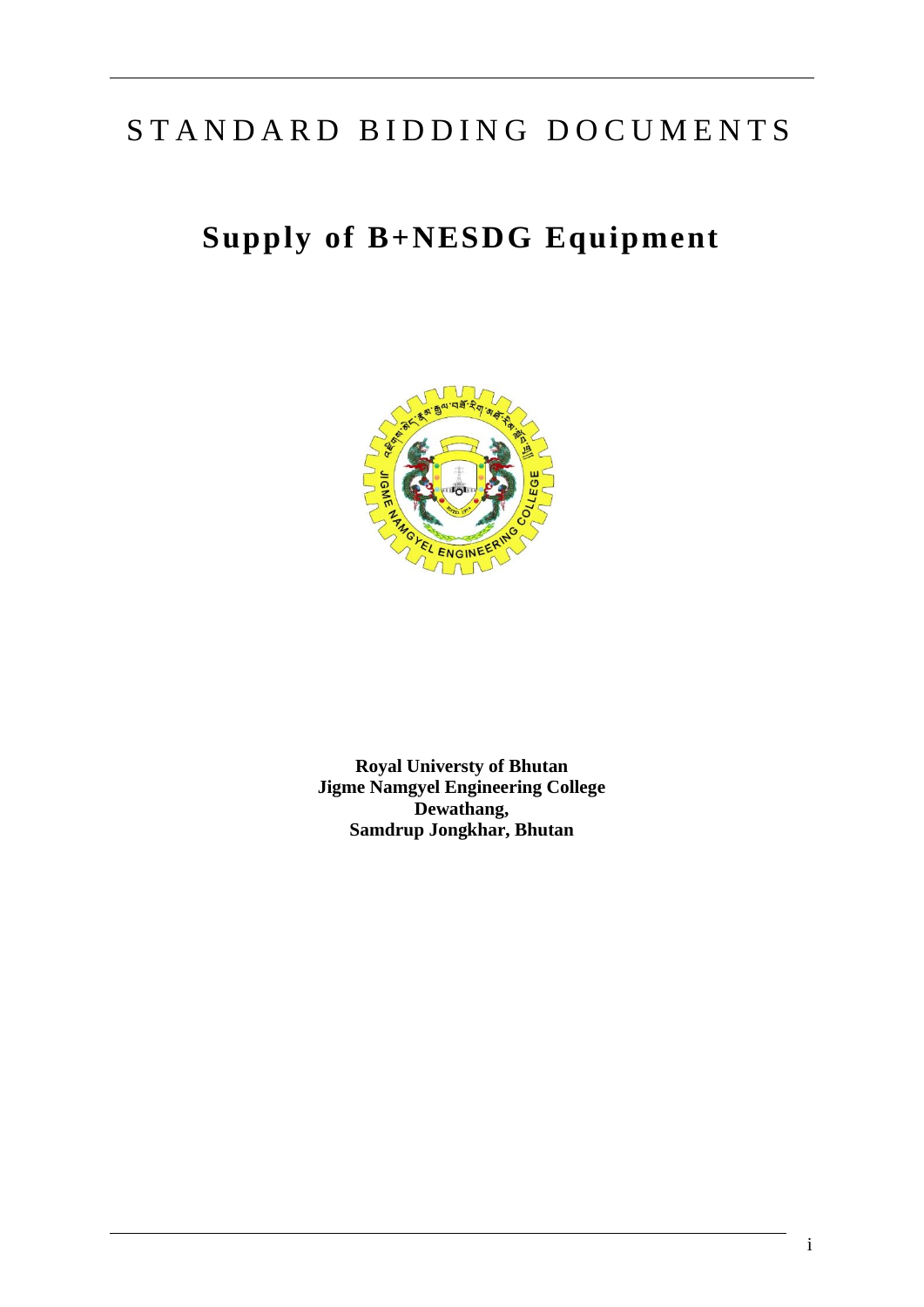# STANDARD BIDDING DOCUMENTS

# Supply of B+NESDG Equipment

**Royal Universty of Bhutan**
**Jigme Namgyel Engineering College**
**Dewathang,**
**Samdrup Jongkhar, Bhutan**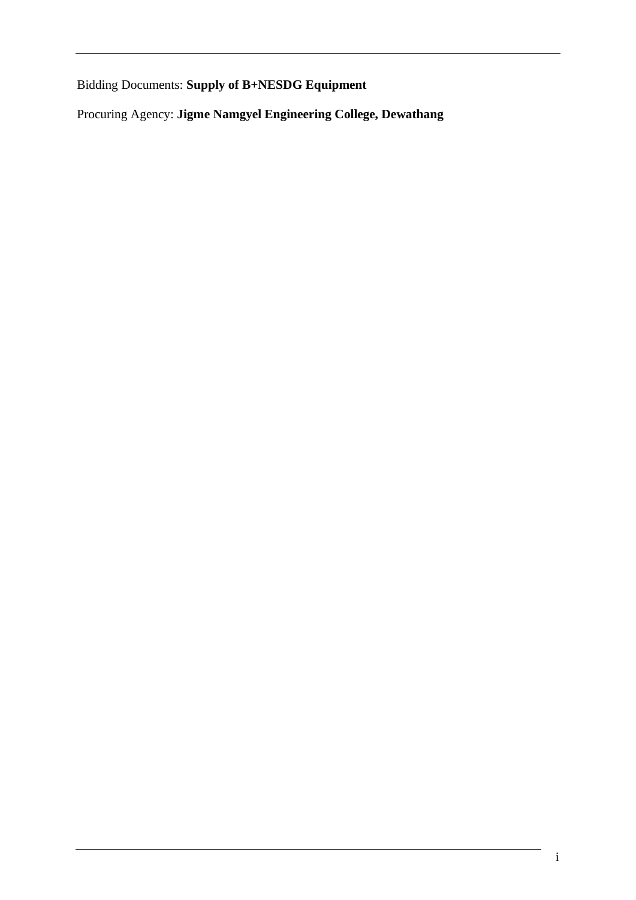Bidding Documents: **Supply of B+NESDG Equipment**

Procuring Agency: **Jigme Namgyel Engineering College, Dewathang**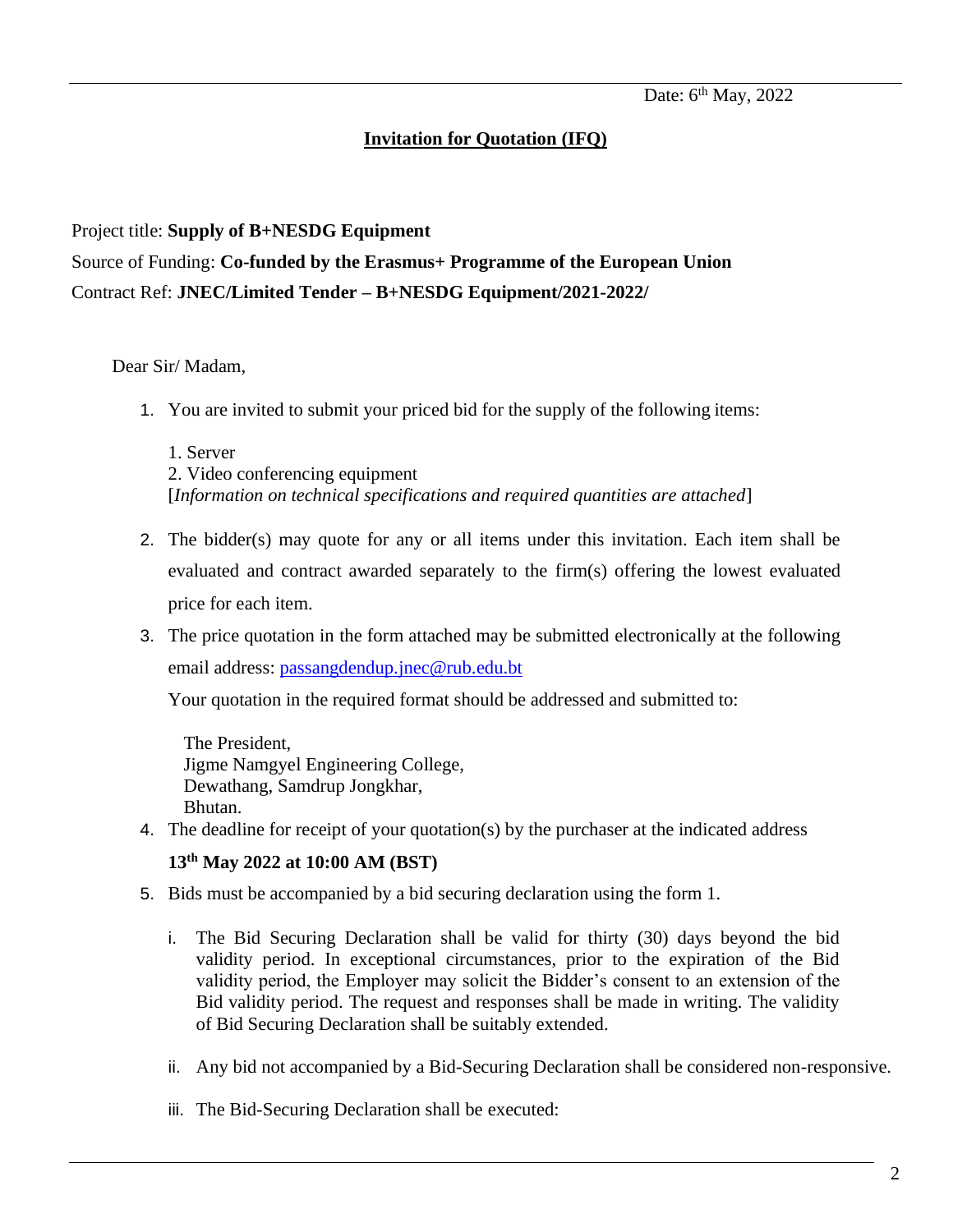Date: 6th May, 2022

# Invitation for Quotation (IFQ)

Project title: **Supply of B+NESDG Equipment**

Source of Funding: **Co-funded by the Erasmus+ Programme of the European Union**

Contract Ref: **JNEC/Limited Tender – B+NESDG Equipment/2021-2022/**

Dear Sir/ Madam,

1. You are invited to submit your priced bid for the supply of the following items:

   1. Server
   2. Video conferencing equipment

   [*Information on technical specifications and required quantities are attached*]

2. The bidder(s) may quote for any or all items under this invitation. Each item shall be evaluated and contract awarded separately to the firm(s) offering the lowest evaluated price for each item.

3. The price quotation in the form attached may be submitted electronically at the following email address: passangdendup.jnec@rub.edu.bt

   Your quotation in the required format should be addressed and submitted to:

   The President,
   Jigme Namgyel Engineering College,
   Dewathang, Samdrup Jongkhar,
   Bhutan.

4. The deadline for receipt of your quotation(s) by the purchaser at the indicated address

   **13th May 2022 at 10:00 AM (BST)**

5. Bids must be accompanied by a bid securing declaration using the form 1.

   i. The Bid Securing Declaration shall be valid for thirty (30) days beyond the bid validity period. In exceptional circumstances, prior to the expiration of the Bid validity period, the Employer may solicit the Bidder's consent to an extension of the Bid validity period. The request and responses shall be made in writing. The validity of Bid Securing Declaration shall be suitably extended.

   ii. Any bid not accompanied by a Bid-Securing Declaration shall be considered non-responsive.

   iii. The Bid-Securing Declaration shall be executed: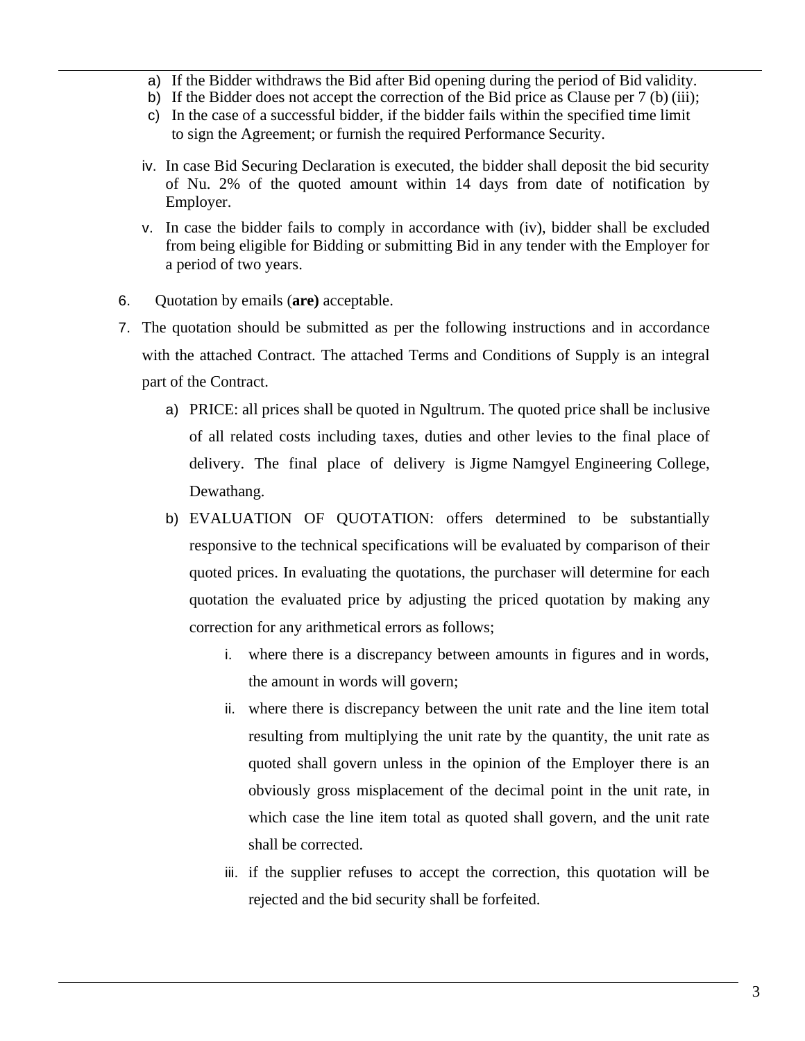a) If the Bidder withdraws the Bid after Bid opening during the period of Bid validity.
b) If the Bidder does not accept the correction of the Bid price as Clause per 7 (b) (iii);
c) In the case of a successful bidder, if the bidder fails within the specified time limit to sign the Agreement; or furnish the required Performance Security.

iv. In case Bid Securing Declaration is executed, the bidder shall deposit the bid security of Nu. 2% of the quoted amount within 14 days from date of notification by Employer.

v. In case the bidder fails to comply in accordance with (iv), bidder shall be excluded from being eligible for Bidding or submitting Bid in any tender with the Employer for a period of two years.

6. Quotation by emails (**are)** acceptable.

7. The quotation should be submitted as per the following instructions and in accordance with the attached Contract. The attached Terms and Conditions of Supply is an integral part of the Contract.

   a) PRICE: all prices shall be quoted in Ngultrum. The quoted price shall be inclusive of all related costs including taxes, duties and other levies to the final place of delivery. The final place of delivery is Jigme Namgyel Engineering College, Dewathang.

   b) EVALUATION OF QUOTATION: offers determined to be substantially responsive to the technical specifications will be evaluated by comparison of their quoted prices. In evaluating the quotations, the purchaser will determine for each quotation the evaluated price by adjusting the priced quotation by making any correction for any arithmetical errors as follows;

      i. where there is a discrepancy between amounts in figures and in words, the amount in words will govern;

      ii. where there is discrepancy between the unit rate and the line item total resulting from multiplying the unit rate by the quantity, the unit rate as quoted shall govern unless in the opinion of the Employer there is an obviously gross misplacement of the decimal point in the unit rate, in which case the line item total as quoted shall govern, and the unit rate shall be corrected.

      iii. if the supplier refuses to accept the correction, this quotation will be rejected and the bid security shall be forfeited.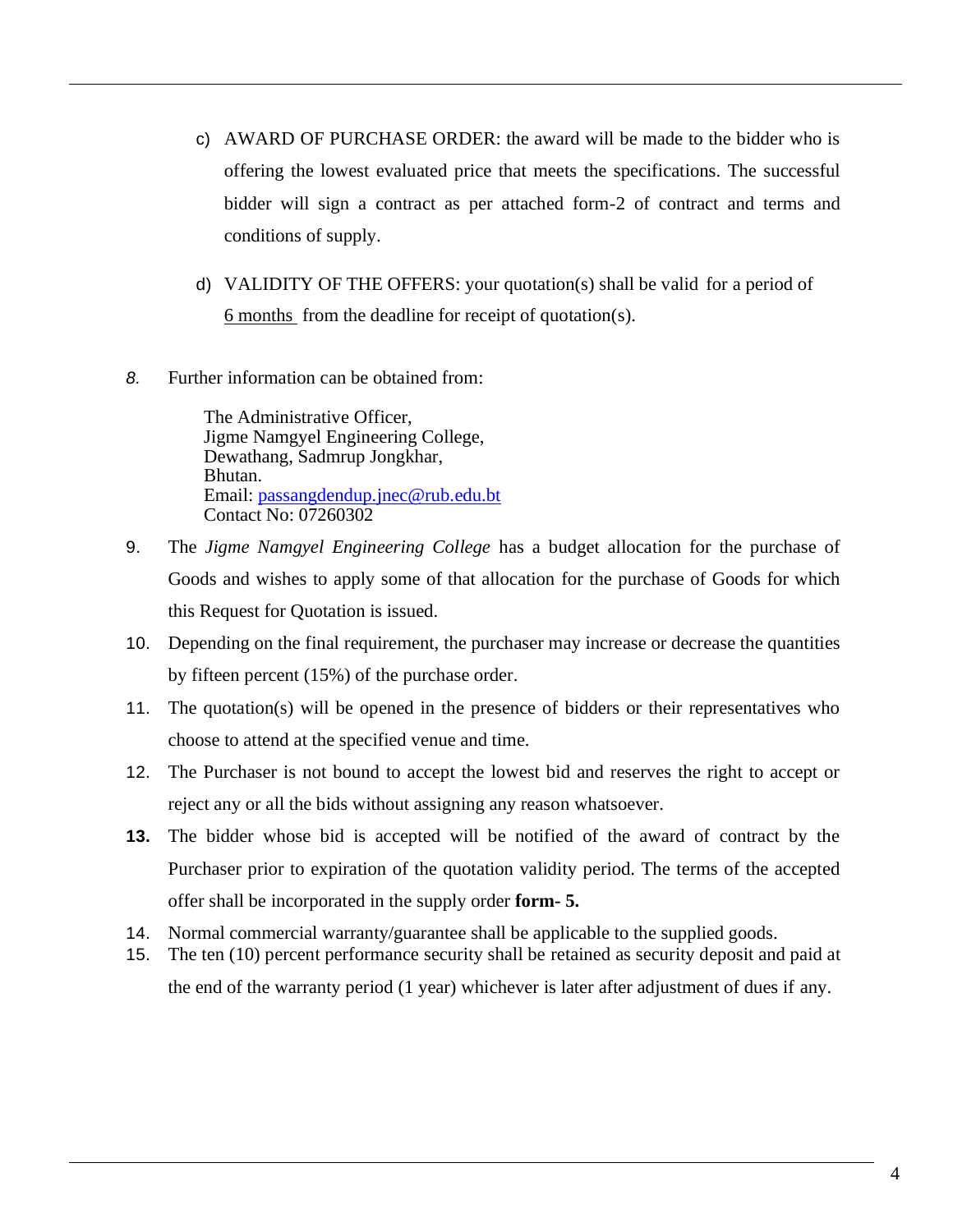c) AWARD OF PURCHASE ORDER: the award will be made to the bidder who is offering the lowest evaluated price that meets the specifications. The successful bidder will sign a contract as per attached form-2 of contract and terms and conditions of supply.

d) VALIDITY OF THE OFFERS: your quotation(s) shall be valid for a period of 6 months from the deadline for receipt of quotation(s).

8. Further information can be obtained from:

   The Administrative Officer,
   Jigme Namgyel Engineering College,
   Dewathang, Sadmrup Jongkhar,
   Bhutan.
   Email: passangdendup.jnec@rub.edu.bt
   Contact No: 07260302

9. The *Jigme Namgyel Engineering College* has a budget allocation for the purchase of Goods and wishes to apply some of that allocation for the purchase of Goods for which this Request for Quotation is issued.

10. Depending on the final requirement, the purchaser may increase or decrease the quantities by fifteen percent (15%) of the purchase order.

11. The quotation(s) will be opened in the presence of bidders or their representatives who choose to attend at the specified venue and time.

12. The Purchaser is not bound to accept the lowest bid and reserves the right to accept or reject any or all the bids without assigning any reason whatsoever.

**13.** The bidder whose bid is accepted will be notified of the award of contract by the Purchaser prior to expiration of the quotation validity period. The terms of the accepted offer shall be incorporated in the supply order **form- 5.**

14. Normal commercial warranty/guarantee shall be applicable to the supplied goods.

15. The ten (10) percent performance security shall be retained as security deposit and paid at the end of the warranty period (1 year) whichever is later after adjustment of dues if any.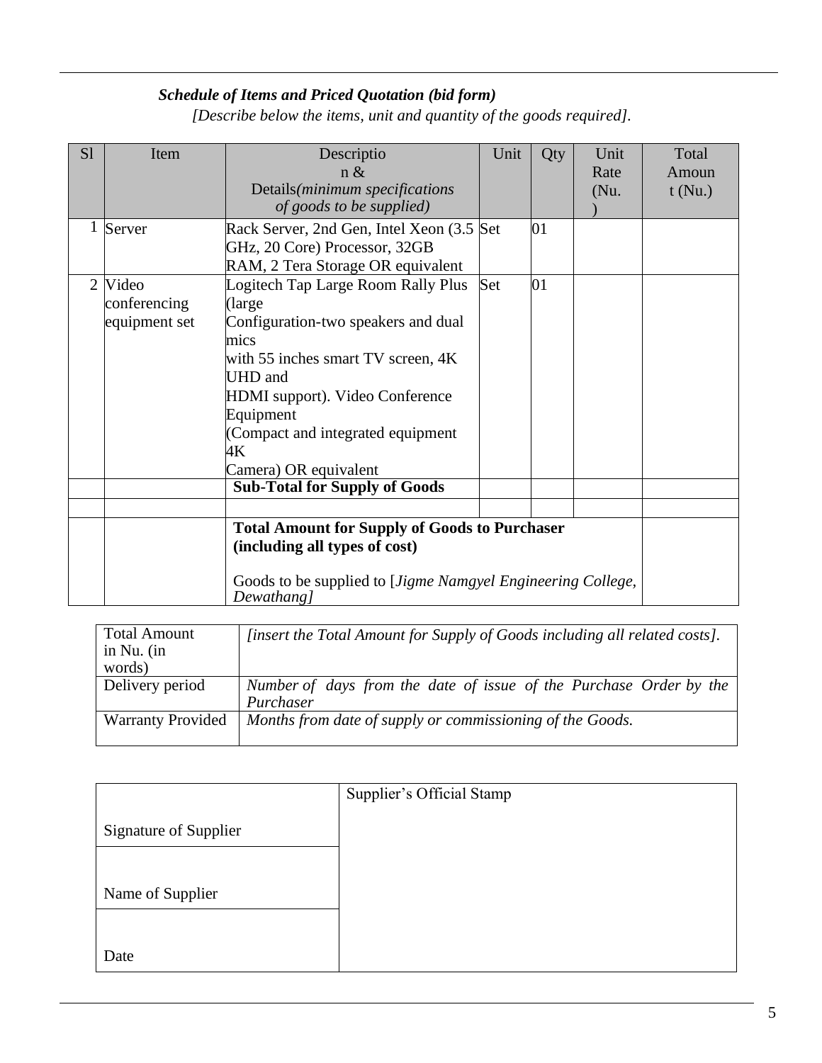***Schedule of Items and Priced Quotation (bid form)***

*[Describe below the items, unit and quantity of the goods required].*

| Sl | Item | Description & Details*(minimum specifications of goods to be supplied)* | Unit | Qty | Unit Rate (Nu.) | Total Amount (Nu.) |
|---|---|---|---|---|---|---|
| 1 | Server | Rack Server, 2nd Gen, Intel Xeon (3.5 GHz, 20 Core) Processor, 32GB RAM, 2 Tera Storage OR equivalent | Set | 01 | | |
| 2 | Video conferencing equipment set | Logitech Tap Large Room Rally Plus (large Configuration-two speakers and dual mics with 55 inches smart TV screen, 4K UHD and HDMI support). Video Conference Equipment (Compact and integrated equipment 4K Camera) OR equivalent | Set | 01 | | |
| | | **Sub-Total for Supply of Goods** | | | | |
| | | | | | | |
| | | **Total Amount for Supply of Goods to Purchaser (including all types of cost)**<br><br>Goods to be supplied to [*Jigme Namgyel Engineering College, Dewathang]* | | | | |

| | |
|---|---|
| Total Amount in Nu. (in words) | *[insert the Total Amount for Supply of Goods including all related costs].* |
| Delivery period | *Number of days from the date of issue of the Purchase Order by the Purchaser* |
| Warranty Provided | *Months from date of supply or commissioning of the Goods.* |

| | |
|---|---|
| Signature of Supplier | Supplier's Official Stamp |
| Name of Supplier | |
| Date | |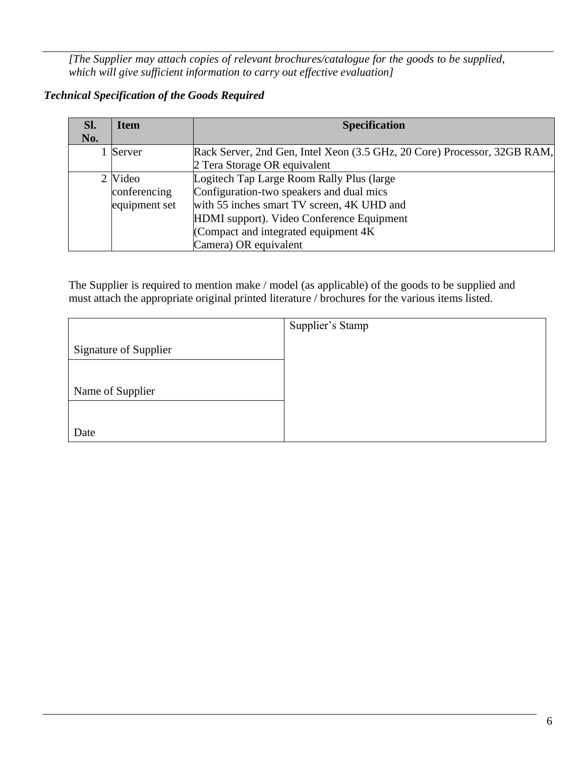*[The Supplier may attach copies of relevant brochures/catalogue for the goods to be supplied, which will give sufficient information to carry out effective evaluation]*

***Technical Specification of the Goods Required***

| Sl. No. | Item | Specification |
|---|---|---|
| 1 | Server | Rack Server, 2nd Gen, Intel Xeon (3.5 GHz, 20 Core) Processor, 32GB RAM, 2 Tera Storage OR equivalent |
| 2 | Video conferencing equipment set | Logitech Tap Large Room Rally Plus (large Configuration-two speakers and dual mics with 55 inches smart TV screen, 4K UHD and HDMI support). Video Conference Equipment (Compact and integrated equipment 4K Camera) OR equivalent |

The Supplier is required to mention make / model (as applicable) of the goods to be supplied and must attach the appropriate original printed literature / brochures for the various items listed.

| | |
|---|---|
| Signature of Supplier | Supplier's Stamp |
| Name of Supplier | |
| Date | |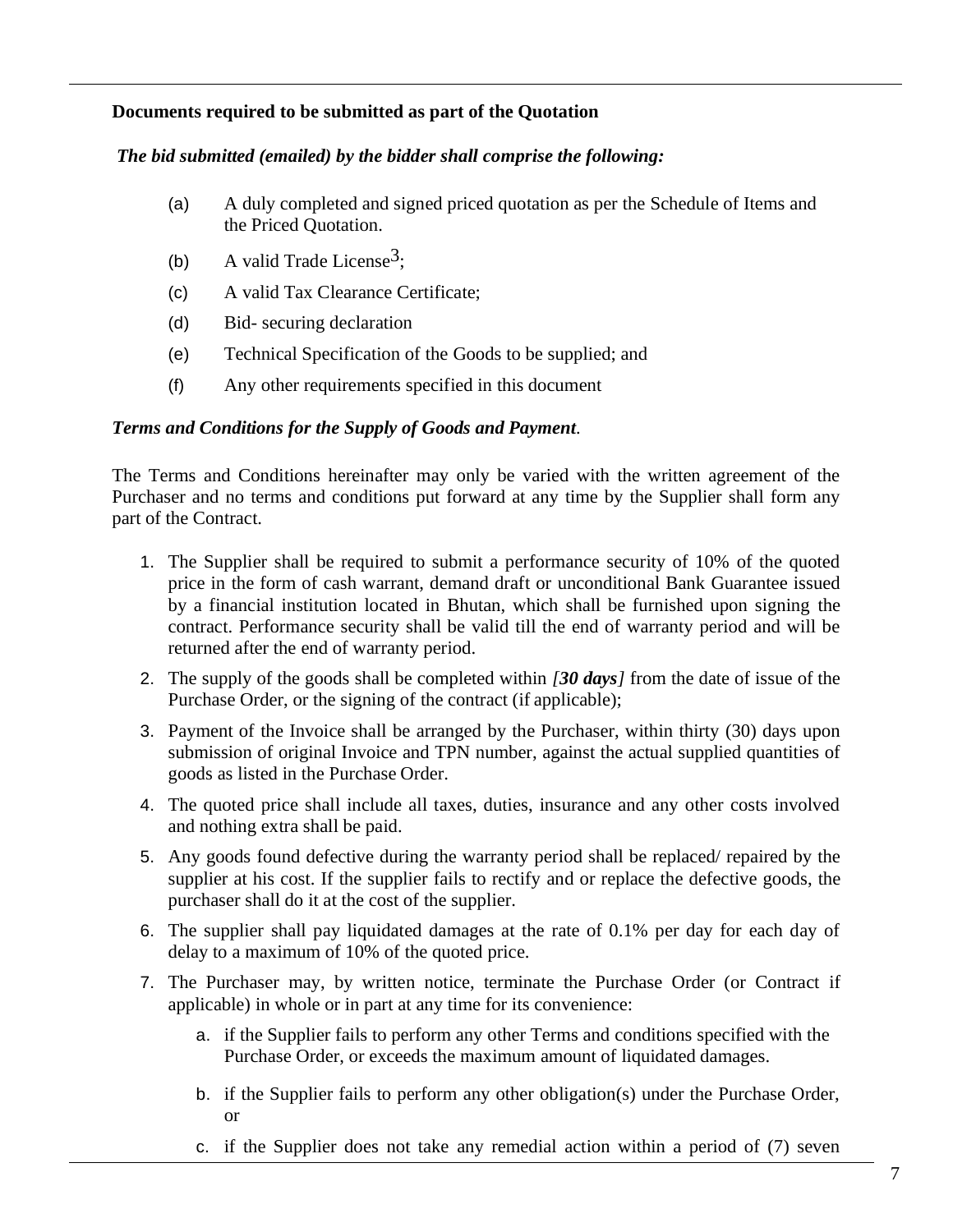**Documents required to be submitted as part of the Quotation**

***The bid submitted (emailed) by the bidder shall comprise the following:***

(a) A duly completed and signed priced quotation as per the Schedule of Items and the Priced Quotation.

(b) A valid Trade License[3];

(c) A valid Tax Clearance Certificate;

(d) Bid- securing declaration

(e) Technical Specification of the Goods to be supplied; and

(f) Any other requirements specified in this document

***Terms and Conditions for the Supply of Goods and Payment***.

The Terms and Conditions hereinafter may only be varied with the written agreement of the Purchaser and no terms and conditions put forward at any time by the Supplier shall form any part of the Contract.

1. The Supplier shall be required to submit a performance security of 10% of the quoted price in the form of cash warrant, demand draft or unconditional Bank Guarantee issued by a financial institution located in Bhutan, which shall be furnished upon signing the contract. Performance security shall be valid till the end of warranty period and will be returned after the end of warranty period.
2. The supply of the goods shall be completed within *[**30 days**]* from the date of issue of the Purchase Order, or the signing of the contract (if applicable);
3. Payment of the Invoice shall be arranged by the Purchaser, within thirty (30) days upon submission of original Invoice and TPN number, against the actual supplied quantities of goods as listed in the Purchase Order.
4. The quoted price shall include all taxes, duties, insurance and any other costs involved and nothing extra shall be paid.
5. Any goods found defective during the warranty period shall be replaced/ repaired by the supplier at his cost. If the supplier fails to rectify and or replace the defective goods, the purchaser shall do it at the cost of the supplier.
6. The supplier shall pay liquidated damages at the rate of 0.1% per day for each day of delay to a maximum of 10% of the quoted price.
7. The Purchaser may, by written notice, terminate the Purchase Order (or Contract if applicable) in whole or in part at any time for its convenience:
    a. if the Supplier fails to perform any other Terms and conditions specified with the Purchase Order, or exceeds the maximum amount of liquidated damages.
    b. if the Supplier fails to perform any other obligation(s) under the Purchase Order, or
    c. if the Supplier does not take any remedial action within a period of (7) seven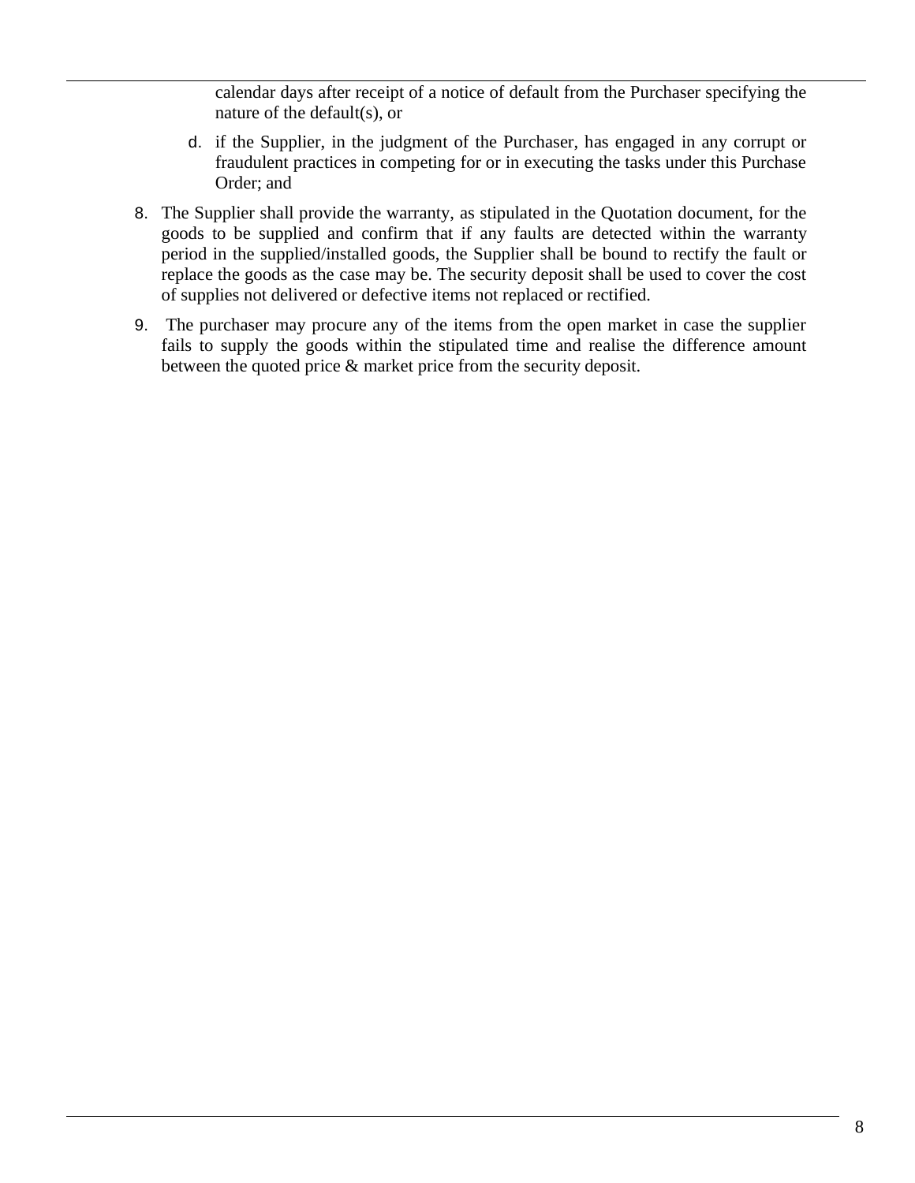calendar days after receipt of a notice of default from the Purchaser specifying the nature of the default(s), or

   d. if the Supplier, in the judgment of the Purchaser, has engaged in any corrupt or fraudulent practices in competing for or in executing the tasks under this Purchase Order; and

8. The Supplier shall provide the warranty, as stipulated in the Quotation document, for the goods to be supplied and confirm that if any faults are detected within the warranty period in the supplied/installed goods, the Supplier shall be bound to rectify the fault or replace the goods as the case may be. The security deposit shall be used to cover the cost of supplies not delivered or defective items not replaced or rectified.

9. The purchaser may procure any of the items from the open market in case the supplier fails to supply the goods within the stipulated time and realise the difference amount between the quoted price & market price from the security deposit.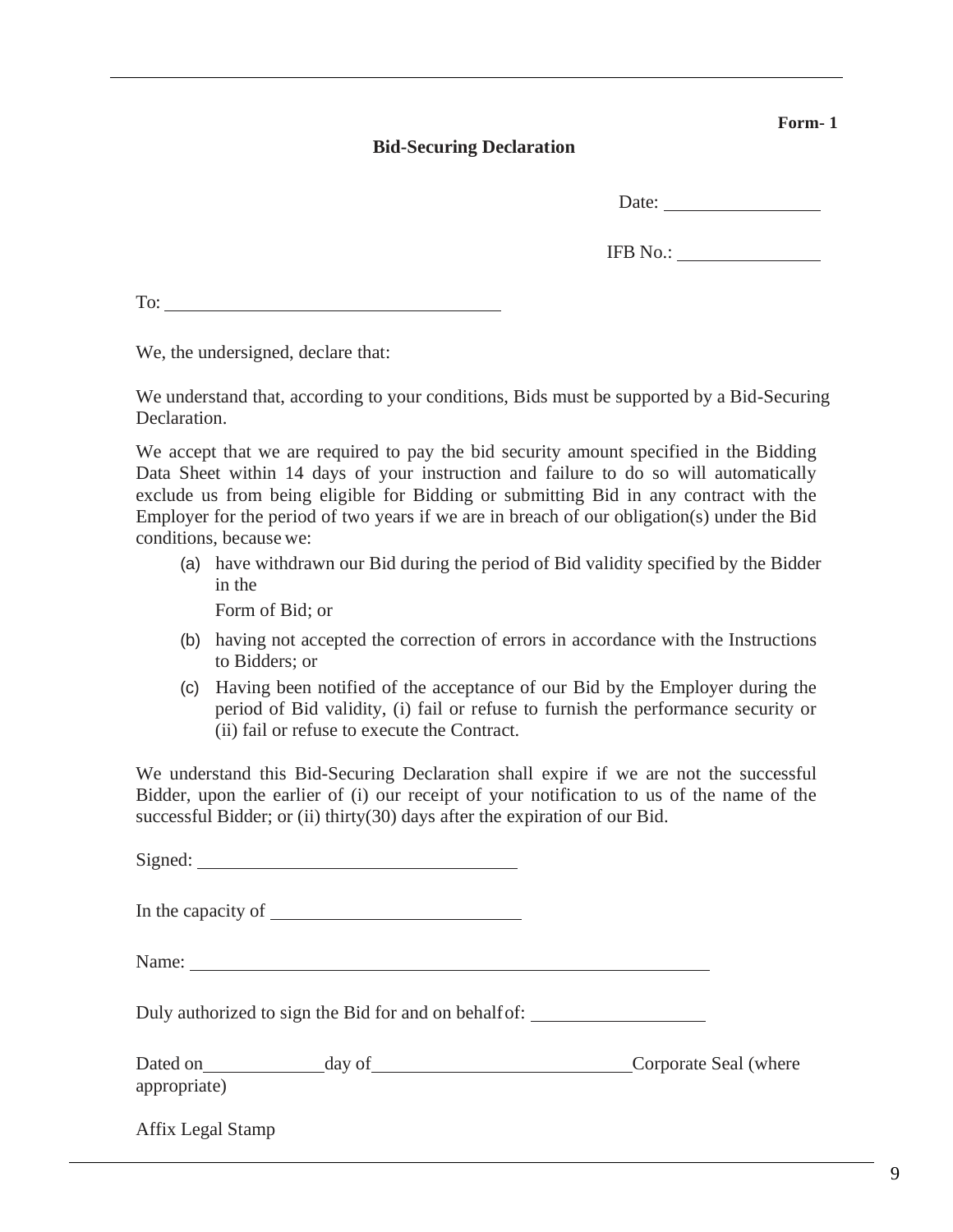**Form- 1**

## Bid-Securing Declaration

Date: ________________

IFB No.: ________________

To: ____________________________________

We, the undersigned, declare that:

We understand that, according to your conditions, Bids must be supported by a Bid-Securing Declaration.

We accept that we are required to pay the bid security amount specified in the Bidding Data Sheet within 14 days of your instruction and failure to do so will automatically exclude us from being eligible for Bidding or submitting Bid in any contract with the Employer for the period of two years if we are in breach of our obligation(s) under the Bid conditions, because we:

(a) have withdrawn our Bid during the period of Bid validity specified by the Bidder in the Form of Bid; or

(b) having not accepted the correction of errors in accordance with the Instructions to Bidders; or

(c) Having been notified of the acceptance of our Bid by the Employer during the period of Bid validity, (i) fail or refuse to furnish the performance security or (ii) fail or refuse to execute the Contract.

We understand this Bid-Securing Declaration shall expire if we are not the successful Bidder, upon the earlier of (i) our receipt of your notification to us of the name of the successful Bidder; or (ii) thirty(30) days after the expiration of our Bid.

Signed: ____________________________________

In the capacity of ____________________________

Name: ____________________________________________________________

Duly authorized to sign the Bid for and on behalf of: ____________________

Dated on______________day of______________________________Corporate Seal (where appropriate)

Affix Legal Stamp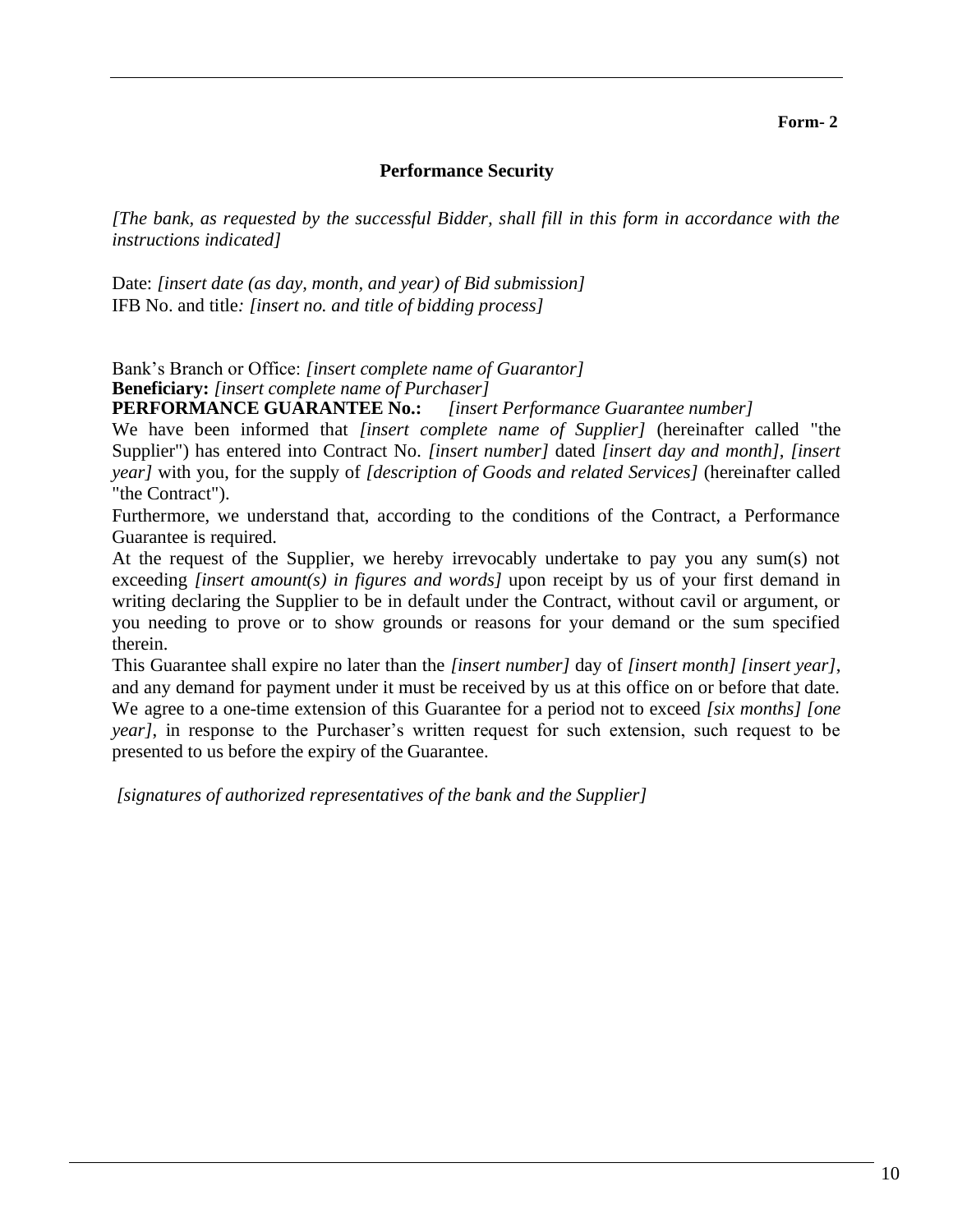**Form- 2**

## Performance Security

*[The bank, as requested by the successful Bidder, shall fill in this form in accordance with the instructions indicated]*

Date: *[insert date (as day, month, and year) of Bid submission]*
IFB No. and title*: [insert no. and title of bidding process]*

Bank's Branch or Office: *[insert complete name of Guarantor]*
**Beneficiary:** *[insert complete name of Purchaser]*
**PERFORMANCE GUARANTEE No.:** *[insert Performance Guarantee number]*

We have been informed that *[insert complete name of Supplier]* (hereinafter called "the Supplier") has entered into Contract No. *[insert number]* dated *[insert day and month], [insert year]* with you, for the supply of *[description of Goods and related Services]* (hereinafter called "the Contract").

Furthermore, we understand that, according to the conditions of the Contract, a Performance Guarantee is required.

At the request of the Supplier, we hereby irrevocably undertake to pay you any sum(s) not exceeding *[insert amount(s) in figures and words]* upon receipt by us of your first demand in writing declaring the Supplier to be in default under the Contract, without cavil or argument, or you needing to prove or to show grounds or reasons for your demand or the sum specified therein.

This Guarantee shall expire no later than the *[insert number]* day of *[insert month] [insert year]*, and any demand for payment under it must be received by us at this office on or before that date.

We agree to a one-time extension of this Guarantee for a period not to exceed *[six months] [one year]*, in response to the Purchaser's written request for such extension, such request to be presented to us before the expiry of the Guarantee.

*[signatures of authorized representatives of the bank and the Supplier]*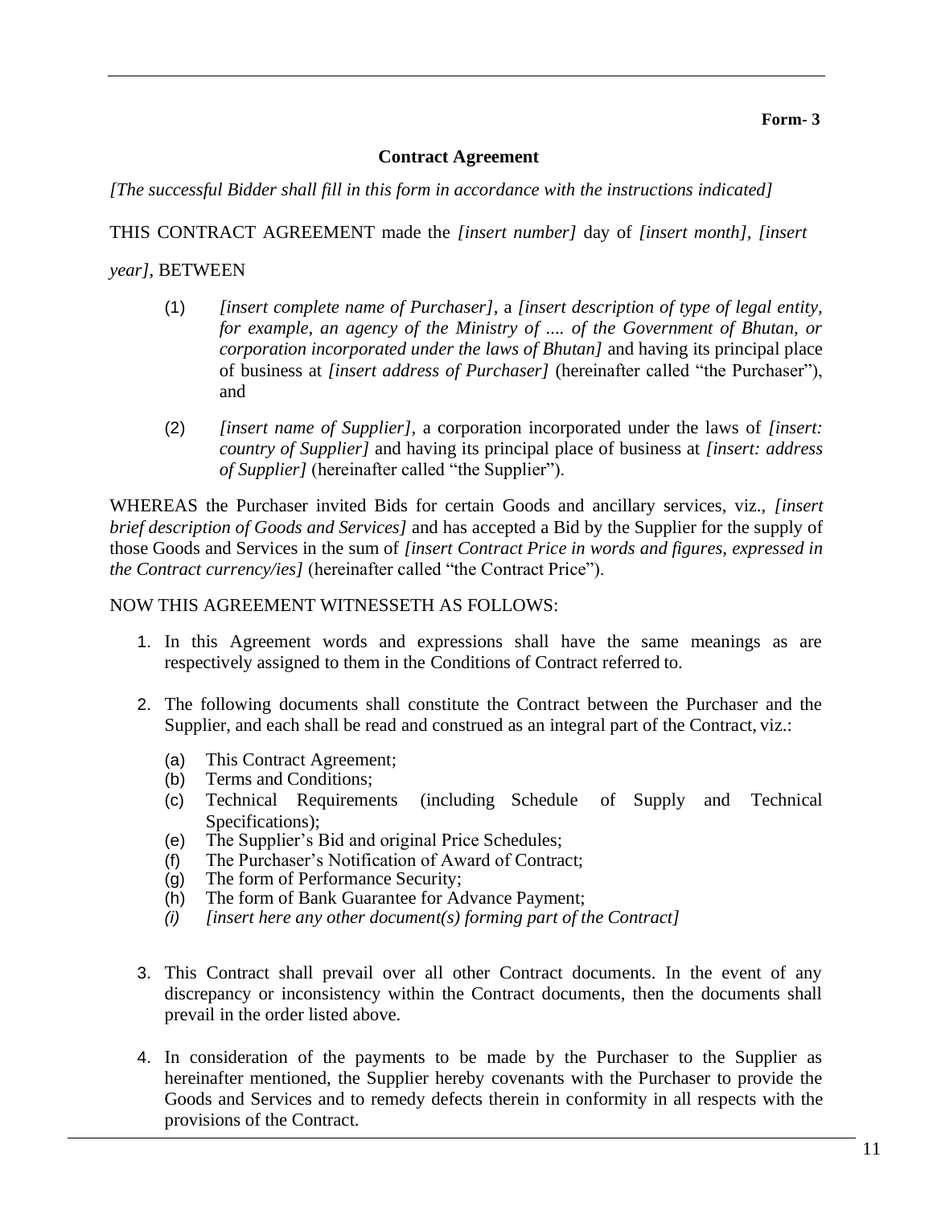**Form- 3**

**Contract Agreement**

*[The successful Bidder shall fill in this form in accordance with the instructions indicated]*

THIS CONTRACT AGREEMENT made the *[insert number]* day of *[insert month]*, *[insert year]*, BETWEEN

(1) *[insert complete name of Purchaser]*, a *[insert description of type of legal entity, for example, an agency of the Ministry of .... of the Government of Bhutan, or corporation incorporated under the laws of Bhutan]* and having its principal place of business at *[insert address of Purchaser]* (hereinafter called "the Purchaser"), and

(2) *[insert name of Supplier]*, a corporation incorporated under the laws of *[insert: country of Supplier]* and having its principal place of business at *[insert: address of Supplier]* (hereinafter called "the Supplier").

WHEREAS the Purchaser invited Bids for certain Goods and ancillary services, viz., *[insert brief description of Goods and Services]* and has accepted a Bid by the Supplier for the supply of those Goods and Services in the sum of *[insert Contract Price in words and figures, expressed in the Contract currency/ies]* (hereinafter called "the Contract Price").

NOW THIS AGREEMENT WITNESSETH AS FOLLOWS:

1. In this Agreement words and expressions shall have the same meanings as are respectively assigned to them in the Conditions of Contract referred to.

2. The following documents shall constitute the Contract between the Purchaser and the Supplier, and each shall be read and construed as an integral part of the Contract, viz.:

   (a) This Contract Agreement;
   (b) Terms and Conditions;
   (c) Technical Requirements (including Schedule of Supply and Technical Specifications);
   (e) The Supplier's Bid and original Price Schedules;
   (f) The Purchaser's Notification of Award of Contract;
   (g) The form of Performance Security;
   (h) The form of Bank Guarantee for Advance Payment;
   *(i) [insert here any other document(s) forming part of the Contract]*

3. This Contract shall prevail over all other Contract documents. In the event of any discrepancy or inconsistency within the Contract documents, then the documents shall prevail in the order listed above.

4. In consideration of the payments to be made by the Purchaser to the Supplier as hereinafter mentioned, the Supplier hereby covenants with the Purchaser to provide the Goods and Services and to remedy defects therein in conformity in all respects with the provisions of the Contract.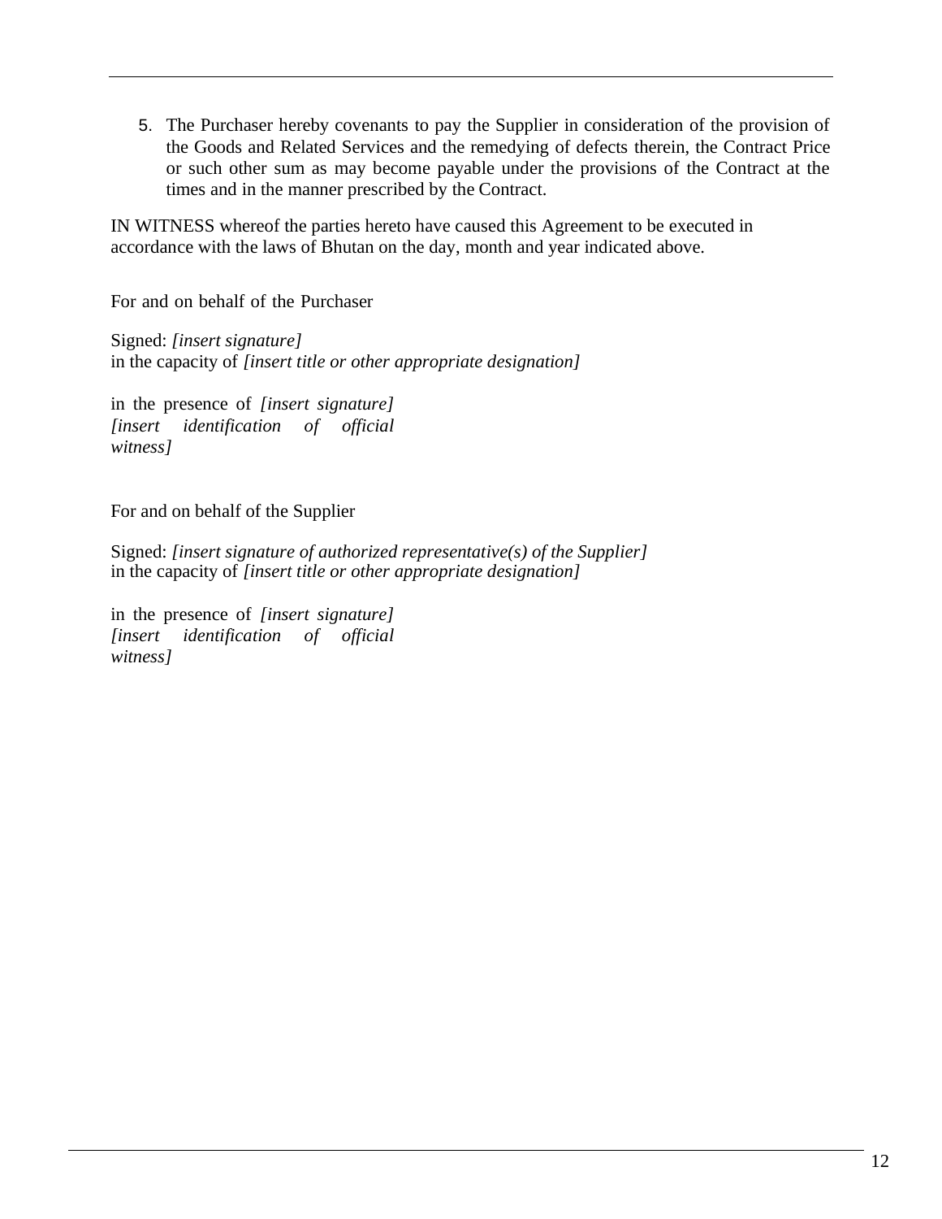5. The Purchaser hereby covenants to pay the Supplier in consideration of the provision of the Goods and Related Services and the remedying of defects therein, the Contract Price or such other sum as may become payable under the provisions of the Contract at the times and in the manner prescribed by the Contract.

IN WITNESS whereof the parties hereto have caused this Agreement to be executed in accordance with the laws of Bhutan on the day, month and year indicated above.

For and on behalf of the Purchaser

Signed: *[insert signature]*
in the capacity of *[insert title or other appropriate designation]*

in the presence of *[insert signature]* *[insert identification of official witness]*

For and on behalf of the Supplier

Signed: *[insert signature of authorized representative(s) of the Supplier]*
in the capacity of *[insert title or other appropriate designation]*

in the presence of *[insert signature]* *[insert identification of official witness]*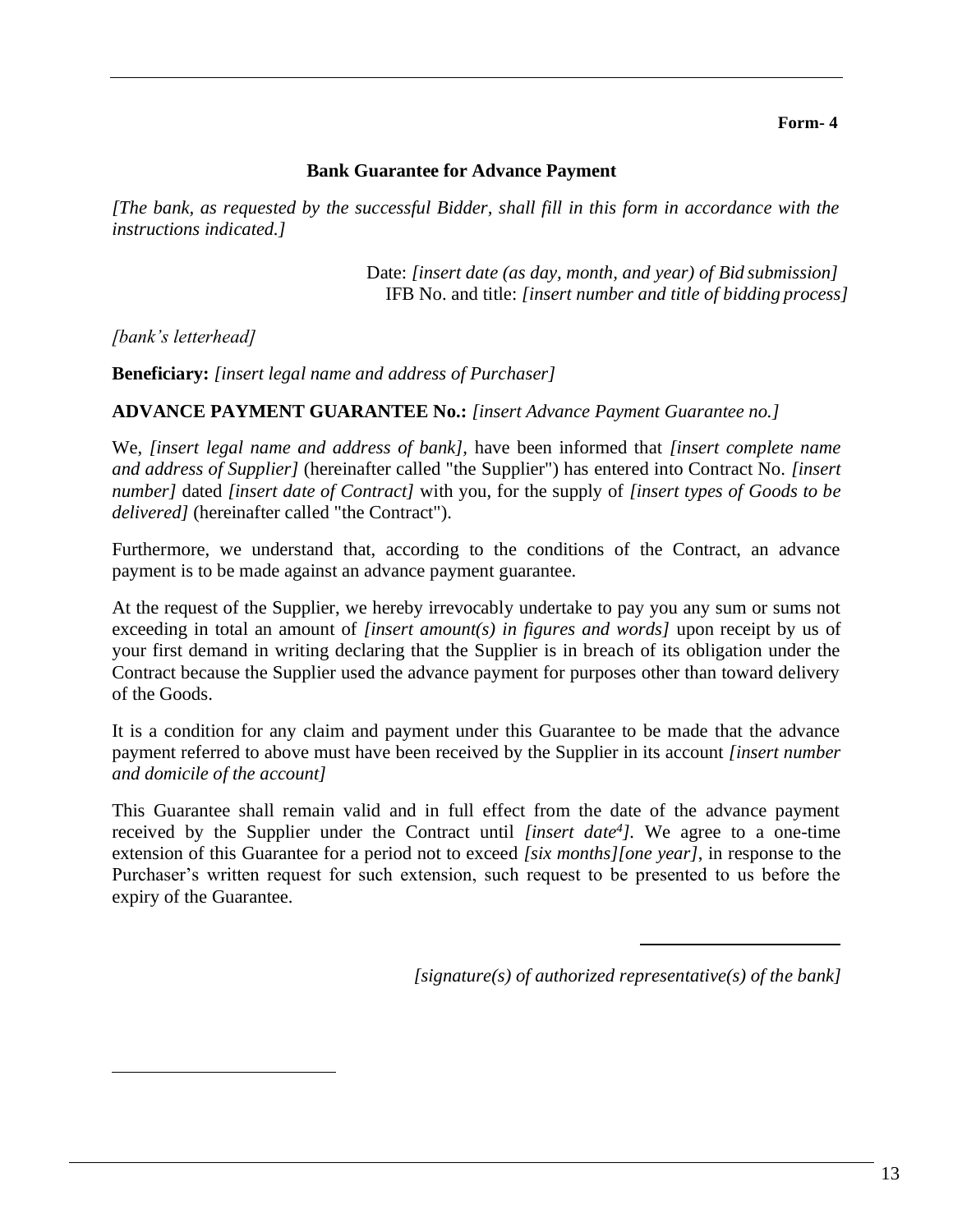**Form- 4**

## Bank Guarantee for Advance Payment

*[The bank, as requested by the successful Bidder, shall fill in this form in accordance with the instructions indicated.]*

Date: *[insert date (as day, month, and year) of Bid submission]*
IFB No. and title: *[insert number and title of bidding process]*

*[bank's letterhead]*

**Beneficiary:** *[insert legal name and address of Purchaser]*

**ADVANCE PAYMENT GUARANTEE No.:** *[insert Advance Payment Guarantee no.]*

We, *[insert legal name and address of bank],* have been informed that *[insert complete name and address of Supplier]* (hereinafter called "the Supplier") has entered into Contract No. *[insert number]* dated *[insert date of Contract]* with you, for the supply of *[insert types of Goods to be delivered]* (hereinafter called "the Contract").

Furthermore, we understand that, according to the conditions of the Contract, an advance payment is to be made against an advance payment guarantee.

At the request of the Supplier, we hereby irrevocably undertake to pay you any sum or sums not exceeding in total an amount of *[insert amount(s) in figures and words]* upon receipt by us of your first demand in writing declaring that the Supplier is in breach of its obligation under the Contract because the Supplier used the advance payment for purposes other than toward delivery of the Goods.

It is a condition for any claim and payment under this Guarantee to be made that the advance payment referred to above must have been received by the Supplier in its account *[insert number and domicile of the account]*

This Guarantee shall remain valid and in full effect from the date of the advance payment received by the Supplier under the Contract until *[insert date[4]]*. We agree to a one-time extension of this Guarantee for a period not to exceed *[six months][one year]*, in response to the Purchaser's written request for such extension, such request to be presented to us before the expiry of the Guarantee.

_______________________

*[signature(s) of authorized representative(s) of the bank]*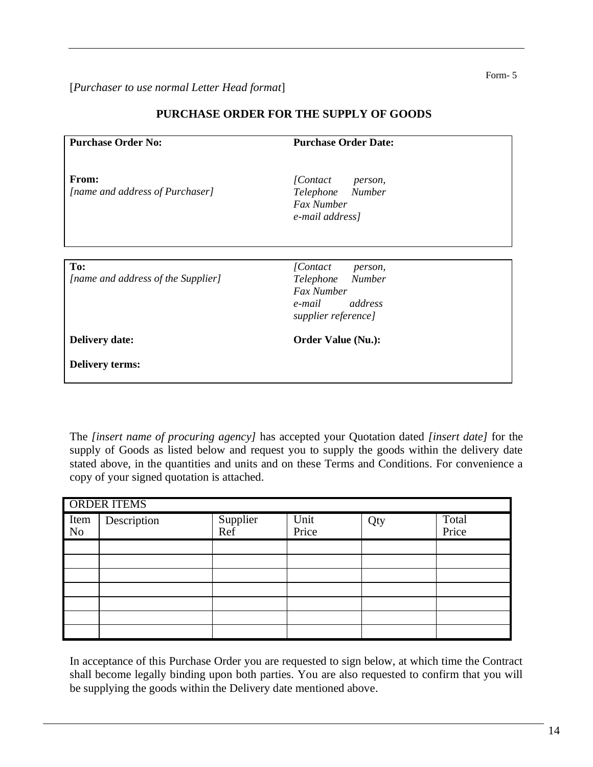Form- 5

[*Purchaser to use normal Letter Head format*]

## PURCHASE ORDER FOR THE SUPPLY OF GOODS

| **Purchase Order No:** | **Purchase Order Date:** |
|---|---|
| **From:** *[name and address of Purchaser]* | *[Contact person, Telephone Number Fax Number e-mail address]* |

| **To:** *[name and address of the Supplier]* | *[Contact person, Telephone Number Fax Number e-mail address supplier reference]* |
|---|---|
| **Delivery date:** | **Order Value (Nu.):** |
| **Delivery terms:** | |

The *[insert name of procuring agency]* has accepted your Quotation dated *[insert date]* for the supply of Goods as listed below and request you to supply the goods within the delivery date stated above, in the quantities and units and on these Terms and Conditions. For convenience a copy of your signed quotation is attached.

| ORDER ITEMS | | | | | |
|---|---|---|---|---|---|
| Item No | Description | Supplier Ref | Unit Price | Qty | Total Price |
| | | | | | |
| | | | | | |
| | | | | | |
| | | | | | |
| | | | | | |
| | | | | | |
| | | | | | |

In acceptance of this Purchase Order you are requested to sign below, at which time the Contract shall become legally binding upon both parties. You are also requested to confirm that you will be supplying the goods within the Delivery date mentioned above.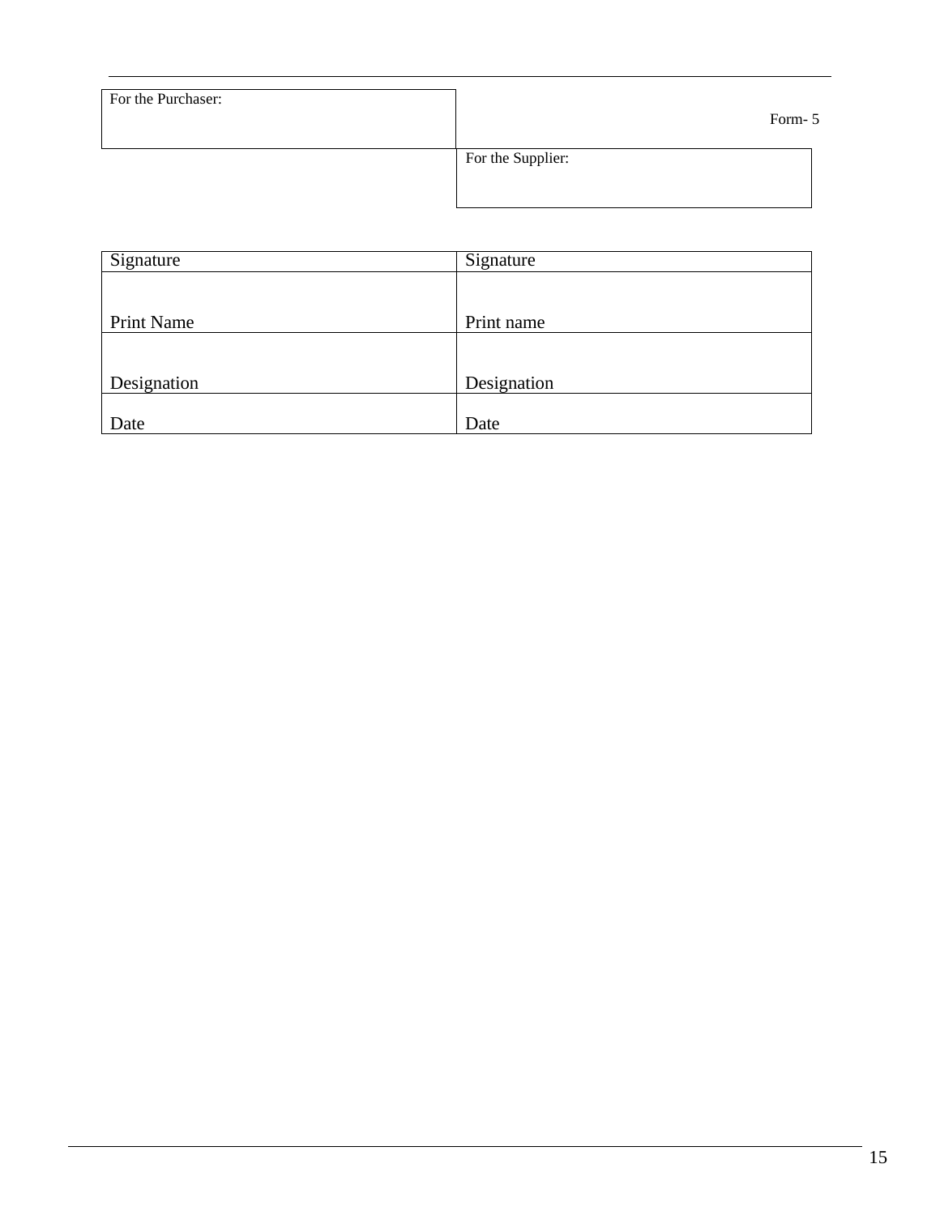| For the Purchaser: | Form- 5 |
| --- | --- |
| | For the Supplier: |

| Signature | Signature |
| --- | --- |
| Print Name | Print name |
| Designation | Designation |
| Date | Date |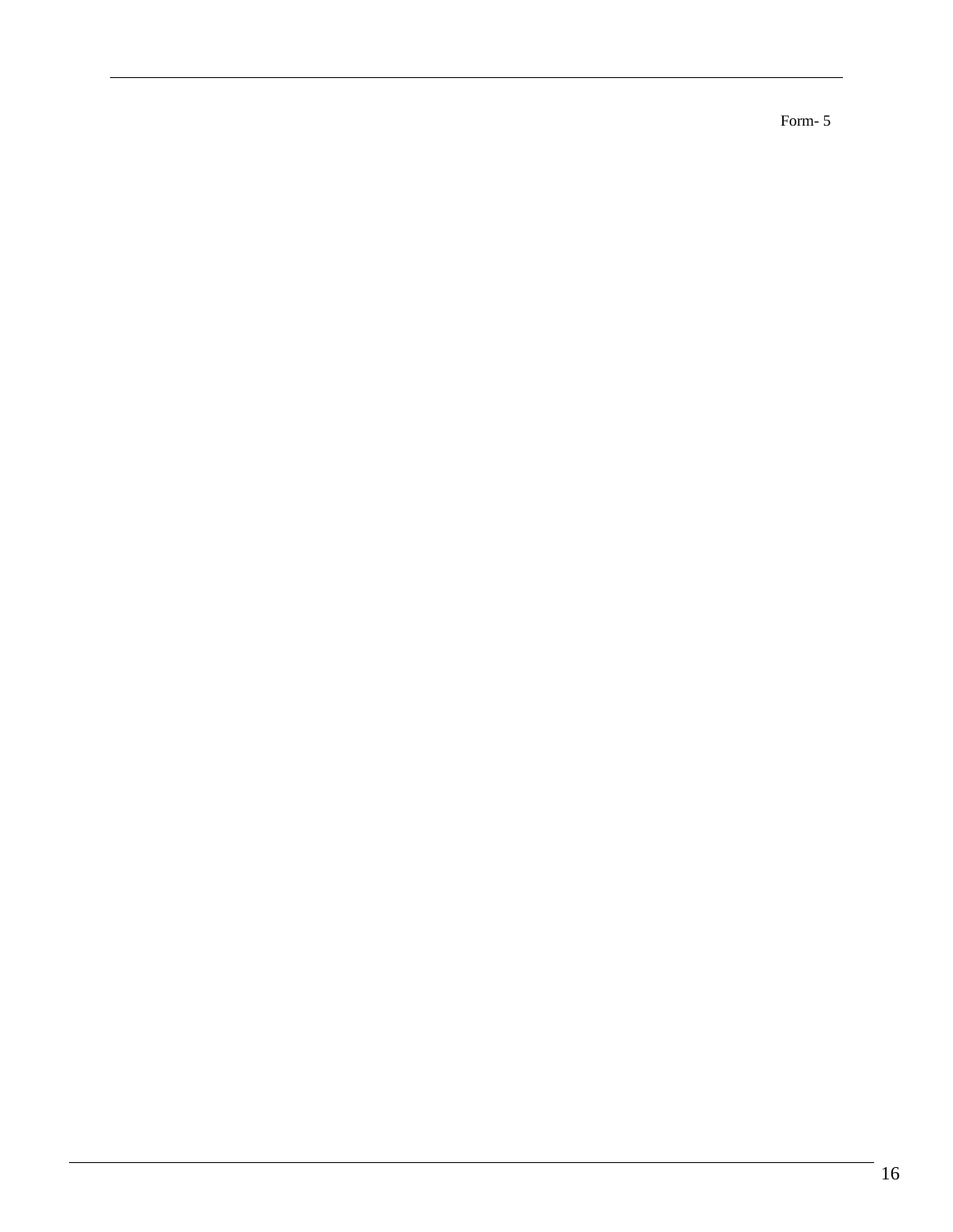Form- 5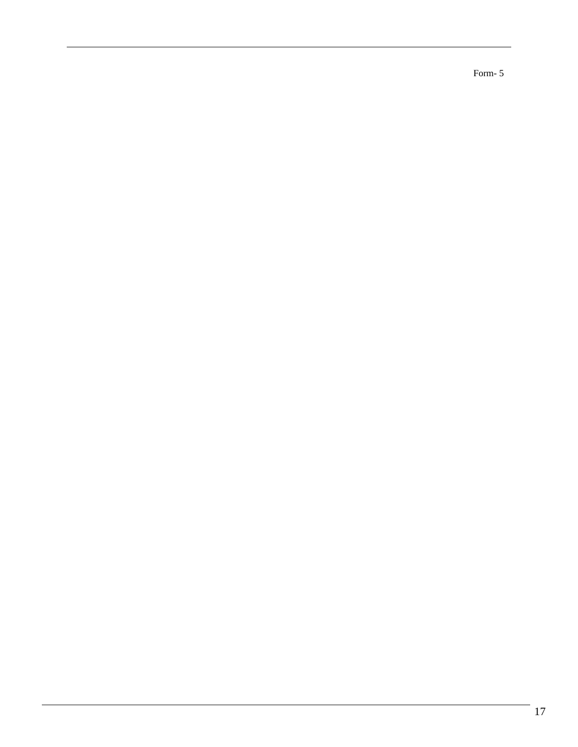Form- 5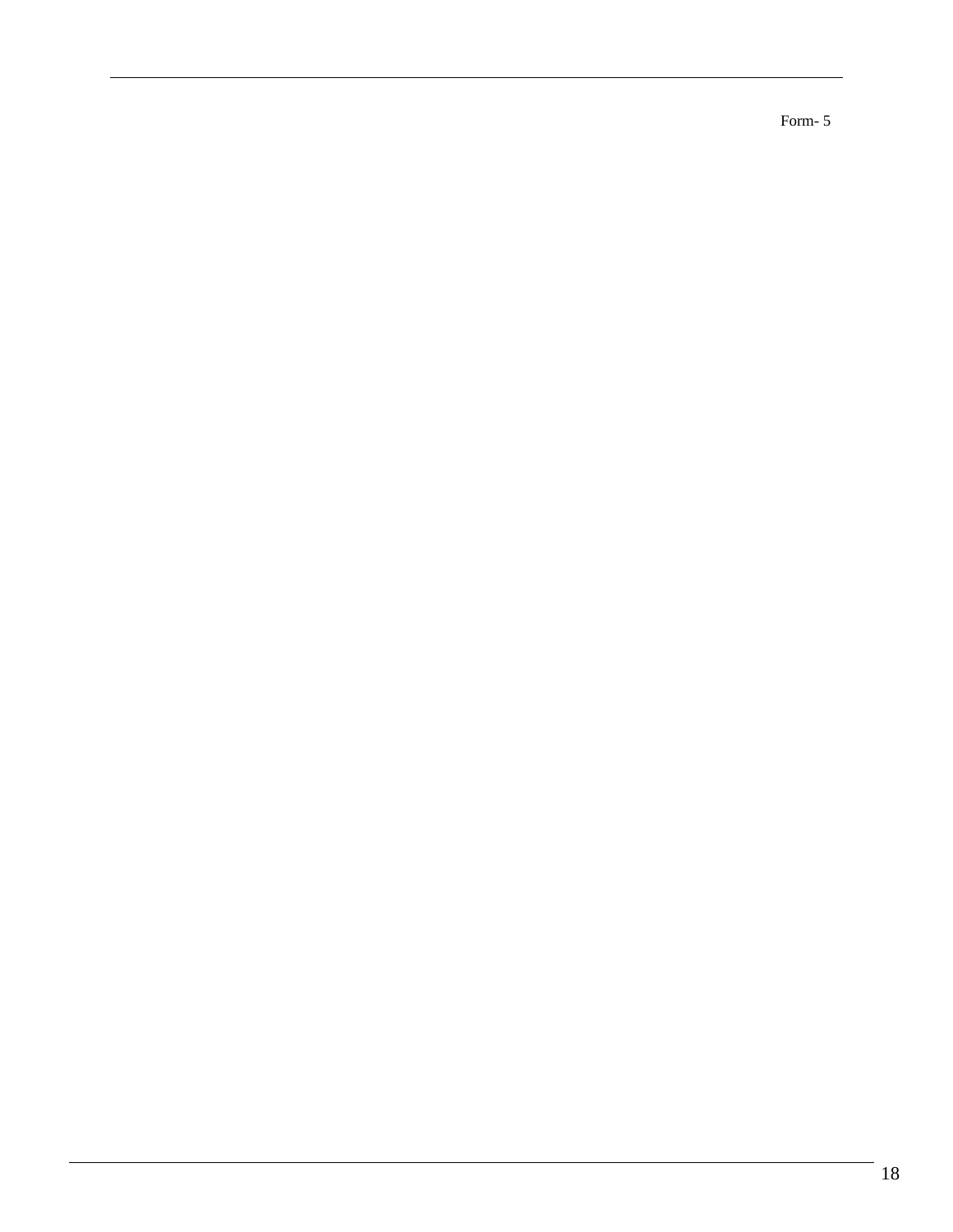Form- 5